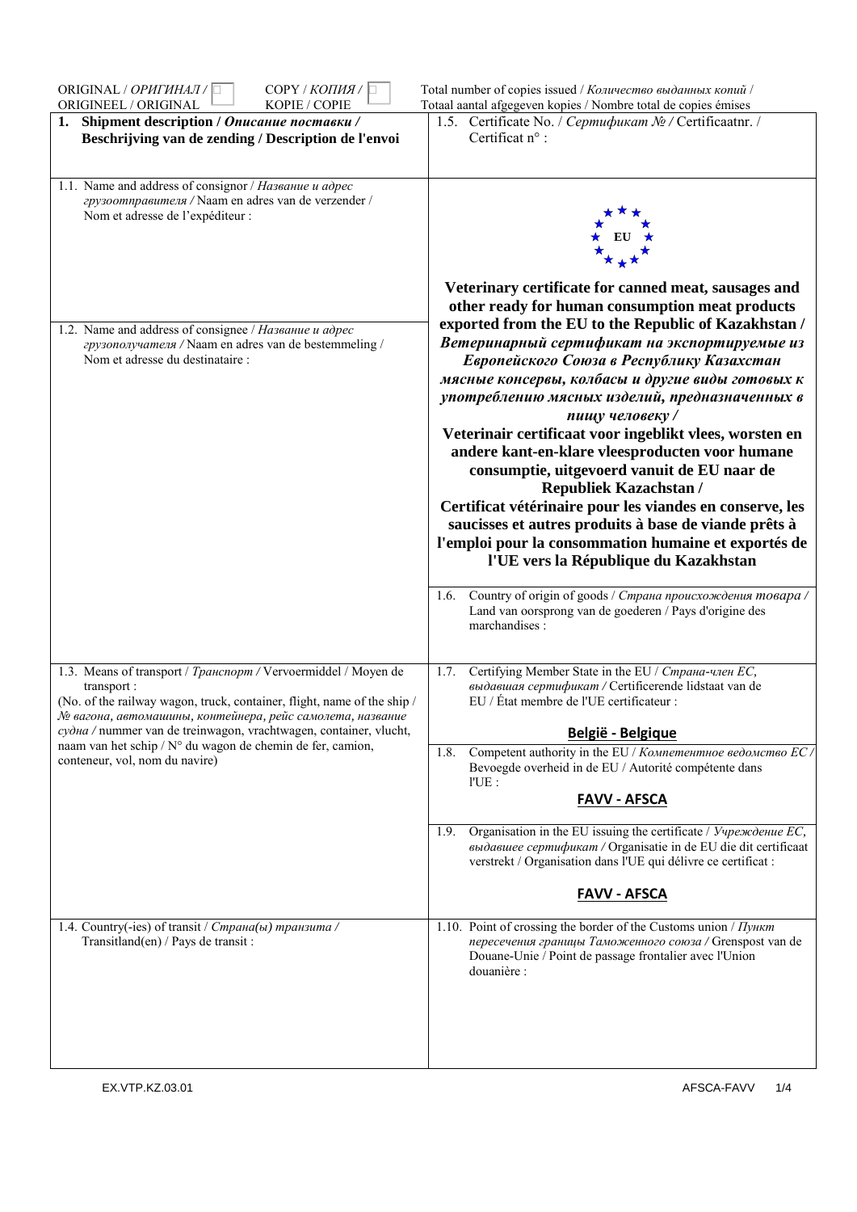ORIGINAL / *ОРИГИНАЛ* / ORIGINEEL / ORIGINAL ☐ COPY / *КОПИЯ* / KOPIE / COPIE ☐

Total number of copies issued / *Количество выданных копий* / Totaal aantal afgegeven kopies / Nombre total de copies émises

| | |
|---|---|
| **1. Shipment description / *Описание поставки* / Beschrijving van de zending / Description de l'envoi** | 1.5. Certificate No. / *Сертификат №* / Certificaatnr. / Certificat n° : |
| 1.1. Name and address of consignor / *Название и адрес грузоотправителя* / Naam en adres van de verzender / Nom et adresse de l'expéditeur : | EU<br><br>**Veterinary certificate for canned meat, sausages and other ready for human consumption meat products exported from the EU to the Republic of Kazakhstan /**<br>***Ветеринарный сертификат на экспортируемые из Европейского Союза в Республику Казахстан мясные консервы, колбасы и другие виды готовых к употреблению мясных изделий, предназначенных в пищу человеку /***<br>**Veterinair certificaat voor ingeblikt vlees, worsten en andere kant-en-klare vleesproducten voor humane consumptie, uitgevoerd vanuit de EU naar de Republiek Kazachstan /**<br>**Certificat vétérinaire pour les viandes en conserve, les saucisses et autres produits à base de viande prêts à l'emploi pour la consommation humaine et exportés de l'UE vers la République du Kazakhstan** |
| 1.2. Name and address of consignee / *Название и адрес грузополучателя* / Naam en adres van de bestemmeling / Nom et adresse du destinataire : | 1.6. Country of origin of goods / *Страна происхождения товара* / Land van oorsprong van de goederen / Pays d'origine des marchandises : |
| 1.3. Means of transport / *Транспорт* / Vervoermiddel / Moyen de transport :<br>(No. of the railway wagon, truck, container, flight, name of the ship / *№ вагона, автомашины, контейнера, рейс самолета, название судна* / nummer van de treinwagon, vrachtwagen, container, vlucht, naam van het schip / N° du wagon de chemin de fer, camion, conteneur, vol, nom du navire) | 1.7. Certifying Member State in the EU / *Страна-член ЕС, выдавшая сертификат* / Certificerende lidstaat van de EU / État membre de l'UE certificateur :<br>**België - Belgique**<br><br>1.8. Competent authority in the EU / *Компетентное ведомство ЕС* / Bevoegde overheid in de EU / Autorité compétente dans l'UE :<br>**FAVV - AFSCA**<br><br>1.9. Organisation in the EU issuing the certificate / *Учреждение ЕС, выдавшее сертификат* / Organisatie in de EU die dit certificaat verstrekt / Organisation dans l'UE qui délivre ce certificat :<br>**FAVV - AFSCA** |
| 1.4. Country(-ies) of transit / *Страна(ы) транзита* / Transitland(en) / Pays de transit : | 1.10. Point of crossing the border of the Customs union / *Пункт пересечения границы Таможенного союза* / Grenspost van de Douane-Unie / Point de passage frontalier avec l'Union douanière : |

EX.VTP.KZ.03.01 AFSCA-FAVV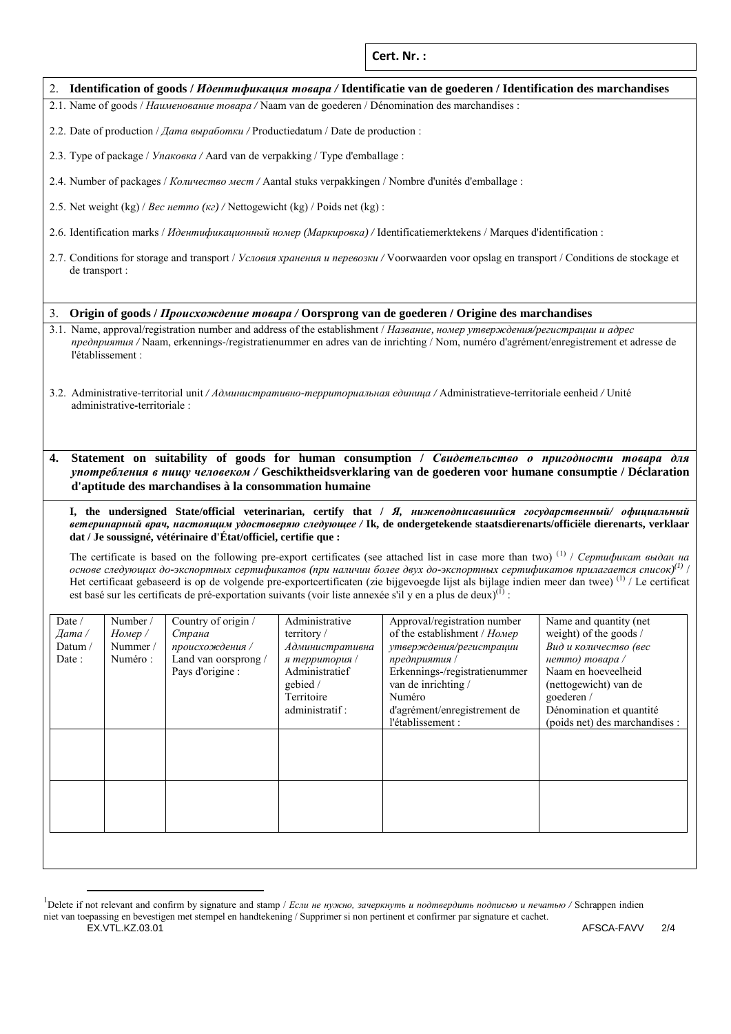**Cert. Nr. :**

## 2. Identification of goods / *Идентификация товара /* Identificatie van de goederen / Identification des marchandises

2.1. Name of goods / *Наименование товара /* Naam van de goederen / Dénomination des marchandises :

2.2. Date of production / *Дата выработки /* Productiedatum / Date de production :

2.3. Type of package / *Упаковка /* Aard van de verpakking / Type d'emballage :

2.4. Number of packages / *Количество мест /* Aantal stuks verpakkingen / Nombre d'unités d'emballage :

2.5. Net weight (kg) / *Вес нетто (кг) /* Nettogewicht (kg) / Poids net (kg) :

2.6. Identification marks / *Идентификационный номер (Маркировка) /* Identificatiemerktekens / Marques d'identification :

2.7. Conditions for storage and transport / *Условия хранения и перевозки /* Voorwaarden voor opslag en transport / Conditions de stockage et de transport :

## 3. Origin of goods / *Происхождение товара /* Oorsprong van de goederen / Origine des marchandises

3.1. Name, approval/registration number and address of the establishment / *Название, номер утверждения/регистрации и адрес предприятия /* Naam, erkennings-/registratienummer en adres van de inrichting / Nom, numéro d'agrément/enregistrement et adresse de l'établissement :

3.2. Administrative-territorial unit */ Административно-территориальная единица /* Administratieve-territoriale eenheid */* Unité administrative-territoriale :

## 4. Statement on suitability of goods for human consumption / *Свидетельство о пригодности товара для употребления в пищу человеком /* Geschiktheidsverklaring van de goederen voor humane consumptie / Déclaration d'aptitude des marchandises à la consommation humaine

**I, the undersigned State/official veterinarian, certify that / *Я, нижеподписавшийся государственный/ официальный ветеринарный врач, настоящим удостоверяю следующее /* Ik, de ondergetekende staatsdierenarts/officiële dierenarts, verklaar dat / Je soussigné, vétérinaire d'État/officiel, certifie que :**

The certificate is based on the following pre-export certificates (see attached list in case more than two) [(1)] / *Сертификат выдан на основе следующих до-экспортных сертификатов (при наличии более двух до-экспортных сертификатов прилагается список)[(1)]* / Het certificaat gebaseerd is op de volgende pre-exportcertificaten (zie bijgevoegde lijst als bijlage indien meer dan twee) [(1)] / Le certificat est basé sur les certificats de pré-exportation suivants (voir liste annexée s'il y en a plus de deux)[(1)] :

| Date / *Дата /* Datum / Date : | Number / *Номер /* Nummer / Numéro : | Country of origin / *Страна происхождения /* Land van oorsprong / Pays d'origine : | Administrative territory / *Административная территория /* Administratief gebied / Territoire administratif : | Approval/registration number of the establishment / *Номер утверждения/регистрации предприятия /* Erkennings-/registratienummer van de inrichting / Numéro d'agrément/enregistrement de l'établissement : | Name and quantity (net weight) of the goods / *Вид и количество (вес нетто) товара /* Naam en hoeveelheid (nettogewicht) van de goederen / Dénomination et quantité (poids net) des marchandises : |
|---|---|---|---|---|---|
| | | | | | |
| | | | | | |

---

[1]Delete if not relevant and confirm by signature and stamp / *Если не нужно, зачеркнуть и подтвердить подписью и печатью /* Schrappen indien niet van toepassing en bevestigen met stempel en handtekening / Supprimer si non pertinent et confirmer par signature et cachet.

EX.VTL.KZ.03.01 AFSCA-FAVV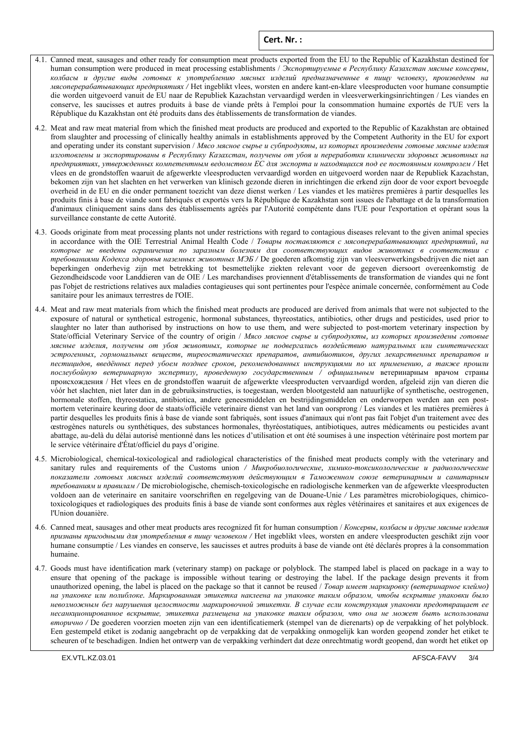**Cert. Nr. :**

4.1. Canned meat, sausages and other ready for consumption meat products exported from the EU to the Republic of Kazakhstan destined for human consumption were produced in meat processing establishments / *Экспортируемые в Республику Казахстан мясные консервы, колбасы и другие виды готовых к употреблению мясных изделий предназначенные в пищу человеку, произведены на мясоперерабатывающих предприятиях /* Het ingeblikt vlees, worsten en andere kant-en-klare vleesproducten voor humane consumptie die worden uitgevoerd vanuit de EU naar de Republiek Kazachstan vervaardigd werden in vleesverwerkingsinrichtingen / Les viandes en conserve, les saucisses et autres produits à base de viande prêts à l'emploi pour la consommation humaine exportés de l'UE vers la République du Kazakhstan ont été produits dans des établissements de transformation de viandes.

4.2. Meat and raw meat material from which the finished meat products are produced and exported to the Republic of Kazakhstan are obtained from slaughter and processing of clinically healthy animals in establishments approved by the Competent Authority in the EU for export and operating under its constant supervision / *Мясо мясное сырье и субпродукты, из которых произведены готовые мясные изделия изготовлены и экспортированы в Республику Казахстан, получены от убоя и переработки клинически здоровых животных на предприятиях, утвержденных компетентным ведомством ЕС для экспорта и находящихся под ее постоянным контролем /* Het vlees en de grondstoffen waaruit de afgewerkte vleesproducten vervaardigd worden en uitgevoerd worden naar de Republiek Kazachstan, bekomen zijn van het slachten en het verwerken van klinisch gezonde dieren in inrichtingen die erkend zijn door de voor export bevoegde overheid in de EU en die onder permanent toezicht van deze dienst werken / Les viandes et les matières premières à partir desquelles les produits finis à base de viande sont fabriqués et exportés vers la République de Kazakhstan sont issues de l'abattage et de la transformation d'animaux cliniquement sains dans des établissements agréés par l'Autorité compétente dans l'UE pour l'exportation et opérant sous la surveillance constante de cette Autorité.

4.3. Goods originate from meat processing plants not under restrictions with regard to contagious diseases relevant to the given animal species in accordance with the OIE Terrestrial Animal Health Code / *Товары поставляются с мясоперерабатывающих предприятий, на которые не введены ограничения по заразным болезням для соответствующих видов животных в соответствии с требованиями Кодекса здоровья наземных животных МЭБ /* De goederen afkomstig zijn van vleesverwerkingsbedrijven die niet aan beperkingen onderhevig zijn met betrekking tot besmettelijke ziekten relevant voor de gegeven diersoort overeenkomstig de Gezondheidscode voor Landdieren van de OIE / Les marchandises proviennent d'établissements de transformation de viandes qui ne font pas l'objet de restrictions relatives aux maladies contagieuses qui sont pertinentes pour l'espèce animale concernée, conformément au Code sanitaire pour les animaux terrestres de l'OIE.

4.4. Meat and raw meat materials from which the finished meat products are produced are derived from animals that were not subjected to the exposure of natural or synthetical estrogenic, hormonal substances, thyreostatics, antibiotics, other drugs and pesticides, used prior to slaughter no later than authorised by instructions on how to use them, and were subjected to post-mortem veterinary inspection by State/official Veterinary Service of the country of origin / *Мясо мясное сырье и субпродукты, из которых произведены готовые мясные изделия, получены от убоя животных, которые не подвергались воздействию натуральных или синтетических эстрогенных, гормональных веществ, тиреостатических препаратов, антибиотиков, других лекарственных препаратов и пестицидов, введённых перед убоем позднее сроков, рекомендованных инструкциями по их применению, а также прошли послеубойную ветеринарную экспертизу, проведенную государственным / официальным* ветеринарным врачом страны происхождения / Het vlees en de grondstoffen waaruit de afgewerkte vleesproducten vervaardigd worden, afgeleid zijn van dieren die vóór het slachten, niet later dan in de gebruiksinstructies, is toegestaan, werden blootgesteld aan natuurlijke of synthetische, oestrogenen, hormonale stoffen, thyreostatica, antibiotica, andere geneesmiddelen en bestrijdingsmiddelen en onderworpen werden aan een post-mortem veterinaire keuring door de staats/officiële veterinaire dienst van het land van oorsprong / Les viandes et les matières premières à partir desquelles les produits finis à base de viande sont fabriqués, sont issues d'animaux qui n'ont pas fait l'objet d'un traitement avec des œstrogènes naturels ou synthétiques, des substances hormonales, thyréostatiques, antibiotiques, autres médicaments ou pesticides avant abattage, au-delà du délai autorisé mentionné dans les notices d'utilisation et ont été soumises à une inspection vétérinaire post mortem par le service vétérinaire d'État/officiel du pays d'origine.

4.5. Microbiological, chemical-toxicological and radiological characteristics of the finished meat products comply with the veterinary and sanitary rules and requirements of the Customs union / *Микробиологические, химико-токсикологические и радиологические показатели готовых мясных изделий соответствуют действующим в Таможенном союзе ветеринарным и санитарным требованиям и правилам /* De microbiologische, chemisch-toxicologische en radiologische kenmerken van de afgewerkte vleesproducten voldoen aan de veterinaire en sanitaire voorschriften en regelgeving van de Douane-Unie / Les paramètres microbiologiques, chimico-toxicologiques et radiologiques des produits finis à base de viande sont conformes aux règles vétérinaires et sanitaires et aux exigences de l'Union douanière.

4.6. Canned meat, sausages and other meat products ares recognized fit for human consumption / *Консервы, колбасы и другие мясные изделия признаны пригодными для употребления в пищу человеком /* Het ingeblikt vlees, worsten en andere vleesproducten geschikt zijn voor humane consumptie / Les viandes en conserve, les saucisses et autres produits à base de viande ont été déclarés propres à la consommation humaine.

4.7. Goods must have identification mark (veterinary stamp) on package or polyblock. The stamped label is placed on package in a way to ensure that opening of the package is impossible without tearing or destroying the label. If the package design prevents it from unauthorized opening, the label is placed on the package so that it cannot be reused / *Товар имеет маркировку (ветеринарное клеймо) на упаковке или полиблоке. Маркированная этикетка наклеена на упаковке таким образом, чтобы вскрытие упаковки было невозможным без нарушения целостности маркировочной этикетки. В случае если конструкция упаковки предотвращает ее несанкционированное вскрытие, этикетка размещена на упаковке таким образом, что она не может быть использована вторично /* De goederen voorzien moeten zijn van een identificatiemerk (stempel van de dierenarts) op de verpakking of het polyblock. Een gestempeld etiket is zodanig aangebracht op de verpakking dat de verpakking onmogelijk kan worden geopend zonder het etiket te scheuren of te beschadigen. Indien het ontwerp van de verpakking verhindert dat deze onrechtmatig wordt geopend, dan wordt het etiket op

EX.VTL.KZ.03.01 AFSCA-FAVV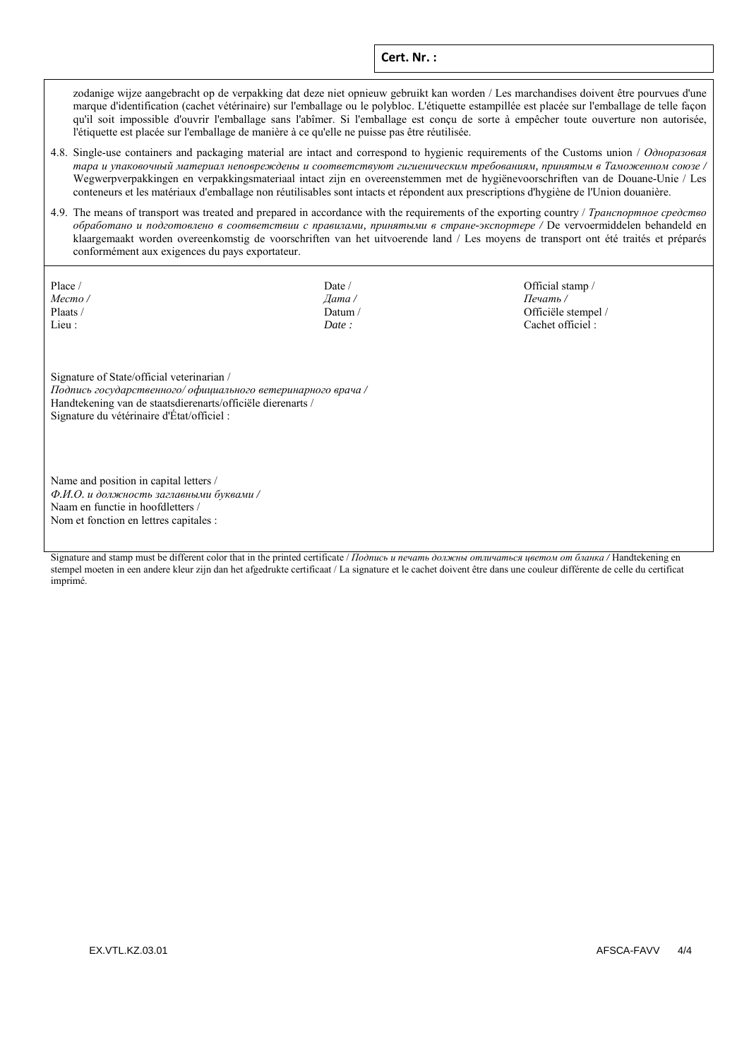**Cert. Nr. :**

zodanige wijze aangebracht op de verpakking dat deze niet opnieuw gebruikt kan worden / Les marchandises doivent être pourvues d'une marque d'identification (cachet vétérinaire) sur l'emballage ou le polybloc. L'étiquette estampillée est placée sur l'emballage de telle façon qu'il soit impossible d'ouvrir l'emballage sans l'abîmer. Si l'emballage est conçu de sorte à empêcher toute ouverture non autorisée, l'étiquette est placée sur l'emballage de manière à ce qu'elle ne puisse pas être réutilisée.

4.8. Single-use containers and packaging material are intact and correspond to hygienic requirements of the Customs union / *Одноразовая тара и упаковочный материал неповреждены и соответствуют гигиеническим требованиям, принятым в Таможенном союзе /* Wegwerpverpakkingen en verpakkingsmateriaal intact zijn en overeenstemmen met de hygiënevoorschriften van de Douane-Unie / Les conteneurs et les matériaux d'emballage non réutilisables sont intacts et répondent aux prescriptions d'hygiène de l'Union douanière.

4.9. The means of transport was treated and prepared in accordance with the requirements of the exporting country / *Транспортное средство обработано и подготовлено в соответствии с правилами, принятыми в стране-экспортере /* De vervoermiddelen behandeld en klaargemaakt worden overeenkomstig de voorschriften van het uitvoerende land / Les moyens de transport ont été traités et préparés conformément aux exigences du pays exportateur.

| | | |
|---|---|---|
| Place / *Место /* Plaats / Lieu : | Date / *Дата /* Datum / *Date :* | Official stamp / *Печать /* Officiële stempel / Cachet officiel : |

Signature of State/official veterinarian /
*Подпись государственного/ официального ветеринарного врача /*
Handtekening van de staatsdierenarts/officiële dierenarts /
Signature du vétérinaire d'État/officiel :

Name and position in capital letters /
*Ф.И.О. и должность заглавными буквами /*
Naam en functie in hoofdletters /
Nom et fonction en lettres capitales :

Signature and stamp must be different color that in the printed certificate / *Подпись и печать должны отличаться цветом от бланка /* Handtekening en stempel moeten in een andere kleur zijn dan het afgedrukte certificaat / La signature et le cachet doivent être dans une couleur différente de celle du certificat imprimé.

EX.VTL.KZ.03.01 AFSCA-FAVV